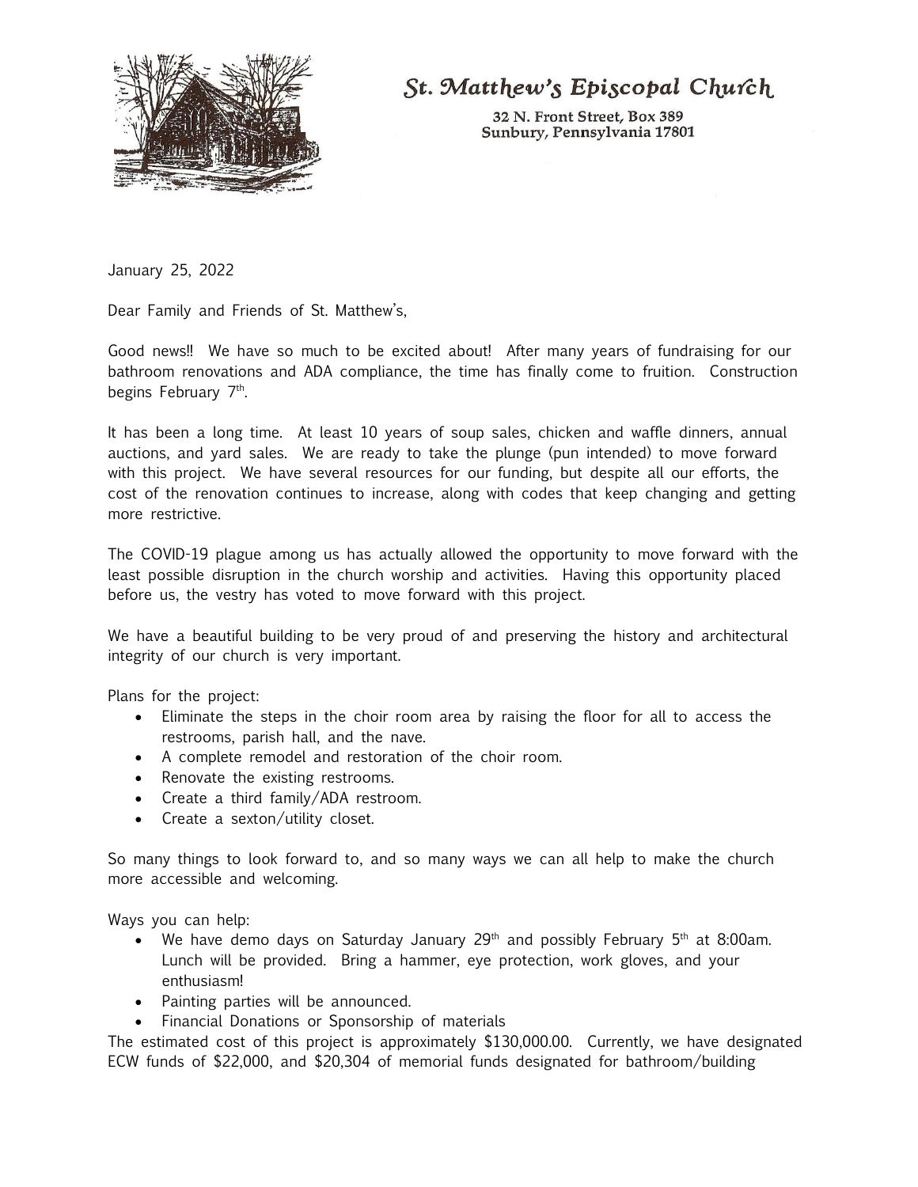**St. Matthew's Episcopal Church**

32 N. Front Street, Box 389
Sunbury, Pennsylvania 17801

January 25, 2022

Dear Family and Friends of St. Matthew's,

Good news!! We have so much to be excited about! After many years of fundraising for our bathroom renovations and ADA compliance, the time has finally come to fruition. Construction begins February 7th.

It has been a long time. At least 10 years of soup sales, chicken and waffle dinners, annual auctions, and yard sales. We are ready to take the plunge (pun intended) to move forward with this project. We have several resources for our funding, but despite all our efforts, the cost of the renovation continues to increase, along with codes that keep changing and getting more restrictive.

The COVID-19 plague among us has actually allowed the opportunity to move forward with the least possible disruption in the church worship and activities. Having this opportunity placed before us, the vestry has voted to move forward with this project.

We have a beautiful building to be very proud of and preserving the history and architectural integrity of our church is very important.

Plans for the project:

- Eliminate the steps in the choir room area by raising the floor for all to access the restrooms, parish hall, and the nave.
- A complete remodel and restoration of the choir room.
- Renovate the existing restrooms.
- Create a third family/ADA restroom.
- Create a sexton/utility closet.

So many things to look forward to, and so many ways we can all help to make the church more accessible and welcoming.

Ways you can help:

- We have demo days on Saturday January 29th and possibly February 5th at 8:00am. Lunch will be provided. Bring a hammer, eye protection, work gloves, and your enthusiasm!
- Painting parties will be announced.
- Financial Donations or Sponsorship of materials

The estimated cost of this project is approximately $130,000.00. Currently, we have designated ECW funds of $22,000, and $20,304 of memorial funds designated for bathroom/building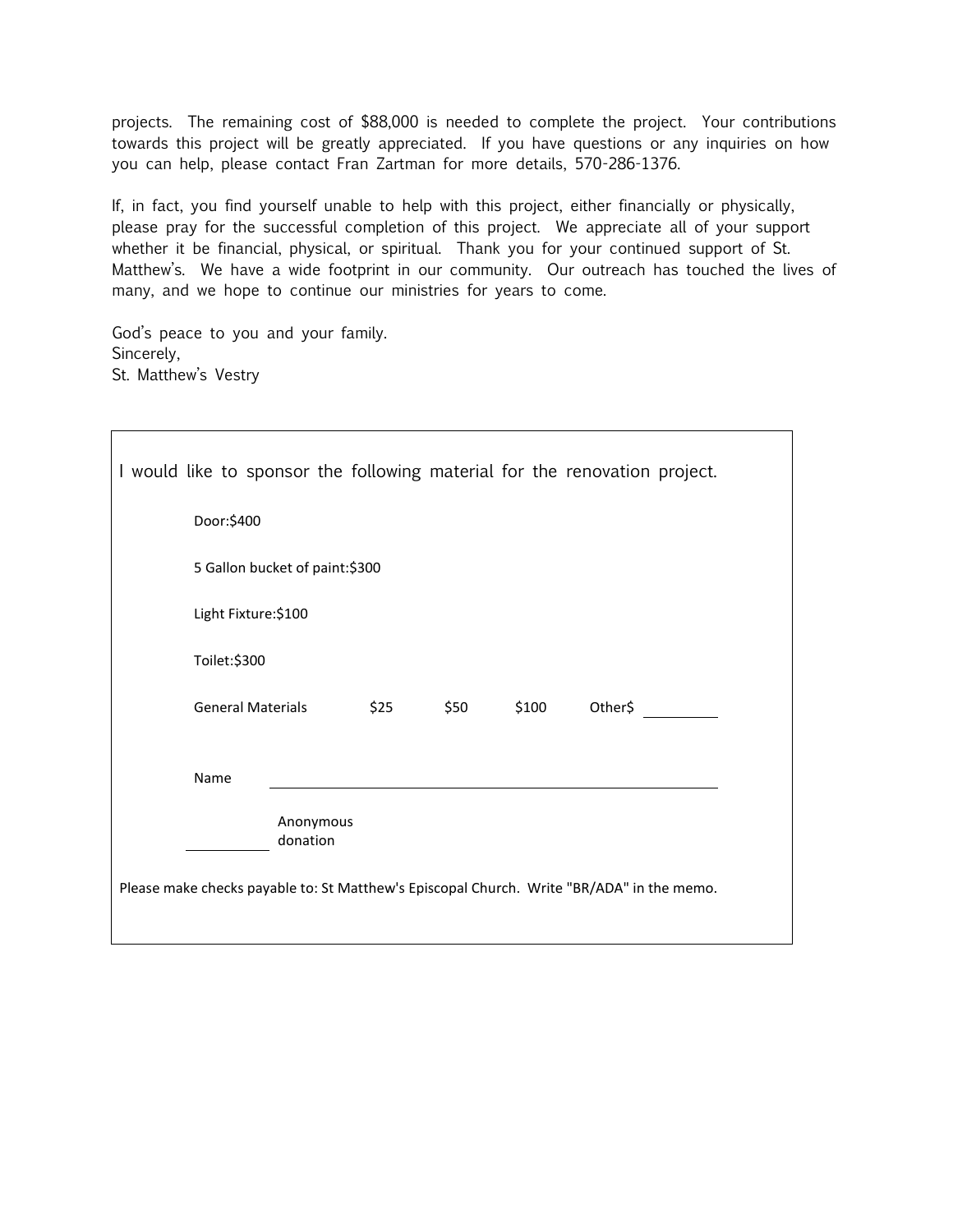projects. The remaining cost of $88,000 is needed to complete the project. Your contributions towards this project will be greatly appreciated. If you have questions or any inquiries on how you can help, please contact Fran Zartman for more details, 570-286-1376.

If, in fact, you find yourself unable to help with this project, either financially or physically, please pray for the successful completion of this project. We appreciate all of your support whether it be financial, physical, or spiritual. Thank you for your continued support of St. Matthew's. We have a wide footprint in our community. Our outreach has touched the lives of many, and we hope to continue our ministries for years to come.

God's peace to you and your family.
Sincerely,
St. Matthew's Vestry

---

I would like to sponsor the following material for the renovation project.

Door:$400

5 Gallon bucket of paint:$300

Light Fixture:$100

Toilet:$300

General Materials $25 $50 $100 Other$ __________

Name ______________________________________________

__________ Anonymous donation

Please make checks payable to: St Matthew's Episcopal Church. Write "BR/ADA" in the memo.